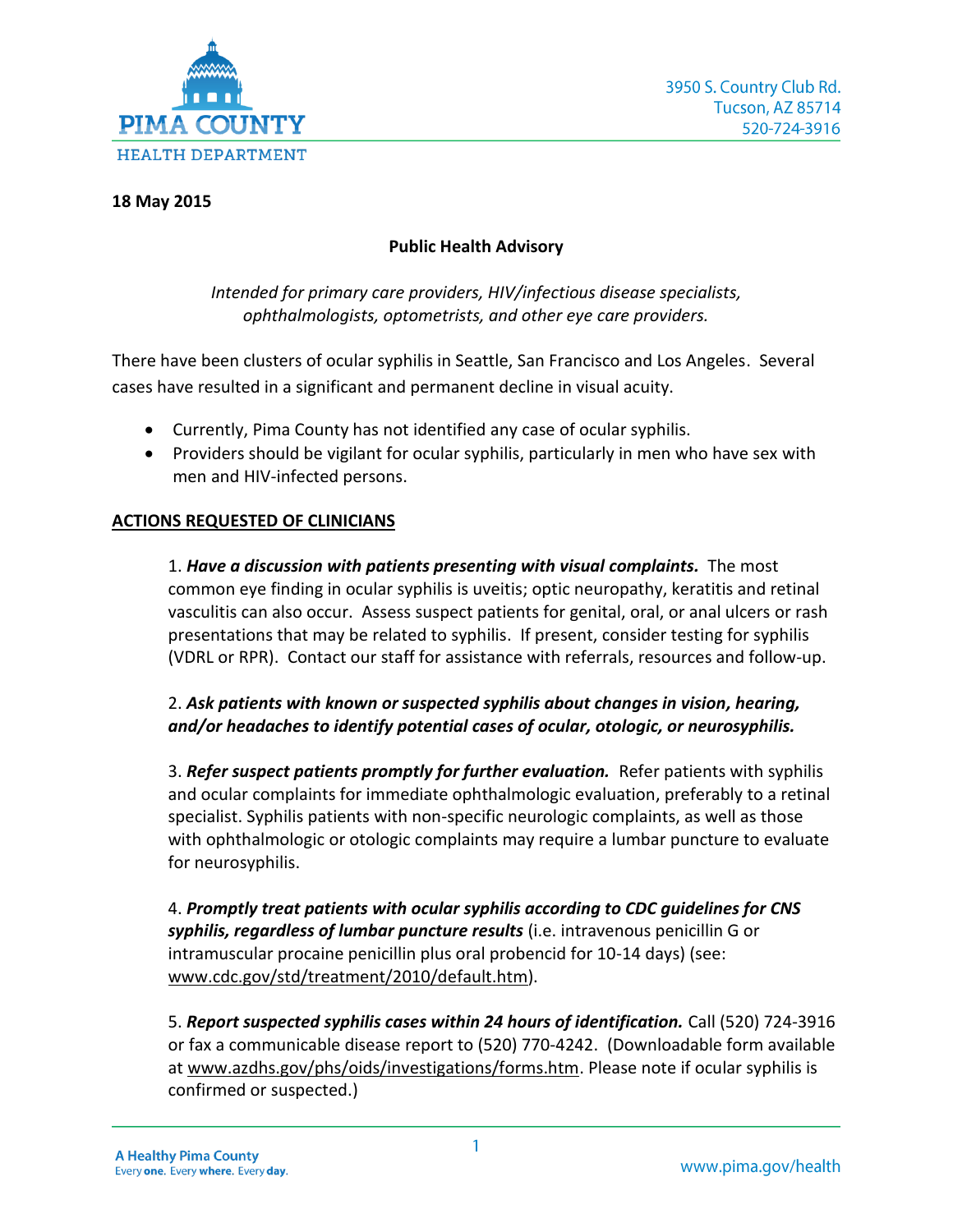**PIMA COUNTY**
**HEALTH DEPARTMENT**

3950 S. Country Club Rd.
Tucson, AZ 85714
520-724-3916

**18 May 2015**

## Public Health Advisory

*Intended for primary care providers, HIV/infectious disease specialists, ophthalmologists, optometrists, and other eye care providers.*

There have been clusters of ocular syphilis in Seattle, San Francisco and Los Angeles. Several cases have resulted in a significant and permanent decline in visual acuity.

- Currently, Pima County has not identified any case of ocular syphilis.
- Providers should be vigilant for ocular syphilis, particularly in men who have sex with men and HIV-infected persons.

### ACTIONS REQUESTED OF CLINICIANS

1. ***Have a discussion with patients presenting with visual complaints.*** The most common eye finding in ocular syphilis is uveitis; optic neuropathy, keratitis and retinal vasculitis can also occur. Assess suspect patients for genital, oral, or anal ulcers or rash presentations that may be related to syphilis. If present, consider testing for syphilis (VDRL or RPR). Contact our staff for assistance with referrals, resources and follow-up.

2. ***Ask patients with known or suspected syphilis about changes in vision, hearing, and/or headaches to identify potential cases of ocular, otologic, or neurosyphilis.***

3. ***Refer suspect patients promptly for further evaluation.*** Refer patients with syphilis and ocular complaints for immediate ophthalmologic evaluation, preferably to a retinal specialist. Syphilis patients with non-specific neurologic complaints, as well as those with ophthalmologic or otologic complaints may require a lumbar puncture to evaluate for neurosyphilis.

4. ***Promptly treat patients with ocular syphilis according to CDC guidelines for CNS syphilis, regardless of lumbar puncture results*** (i.e. intravenous penicillin G or intramuscular procaine penicillin plus oral probencid for 10-14 days) (see: www.cdc.gov/std/treatment/2010/default.htm).

5. ***Report suspected syphilis cases within 24 hours of identification.*** Call (520) 724-3916 or fax a communicable disease report to (520) 770-4242. (Downloadable form available at www.azdhs.gov/phs/oids/investigations/forms.htm. Please note if ocular syphilis is confirmed or suspected.)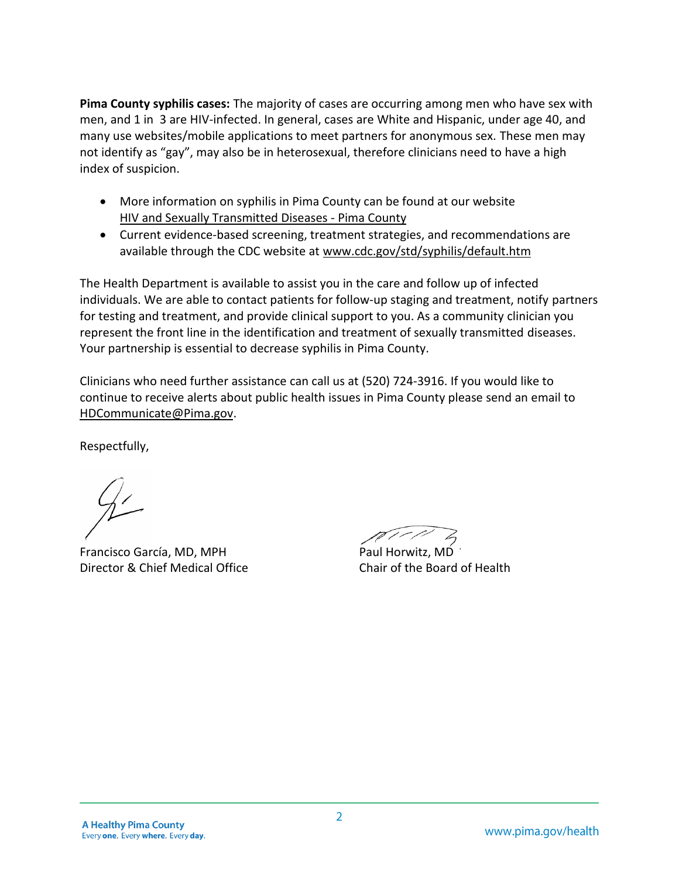**Pima County syphilis cases:** The majority of cases are occurring among men who have sex with men, and 1 in 3 are HIV-infected. In general, cases are White and Hispanic, under age 40, and many use websites/mobile applications to meet partners for anonymous sex. These men may not identify as "gay", may also be in heterosexual, therefore clinicians need to have a high index of suspicion.

- More information on syphilis in Pima County can be found at our website HIV and Sexually Transmitted Diseases - Pima County
- Current evidence-based screening, treatment strategies, and recommendations are available through the CDC website at www.cdc.gov/std/syphilis/default.htm

The Health Department is available to assist you in the care and follow up of infected individuals. We are able to contact patients for follow-up staging and treatment, notify partners for testing and treatment, and provide clinical support to you. As a community clinician you represent the front line in the identification and treatment of sexually transmitted diseases. Your partnership is essential to decrease syphilis in Pima County.

Clinicians who need further assistance can call us at (520) 724-3916. If you would like to continue to receive alerts about public health issues in Pima County please send an email to HDCommunicate@Pima.gov.

Respectfully,

Francisco García, MD, MPH
Director & Chief Medical Office

Paul Horwitz, MD
Chair of the Board of Health